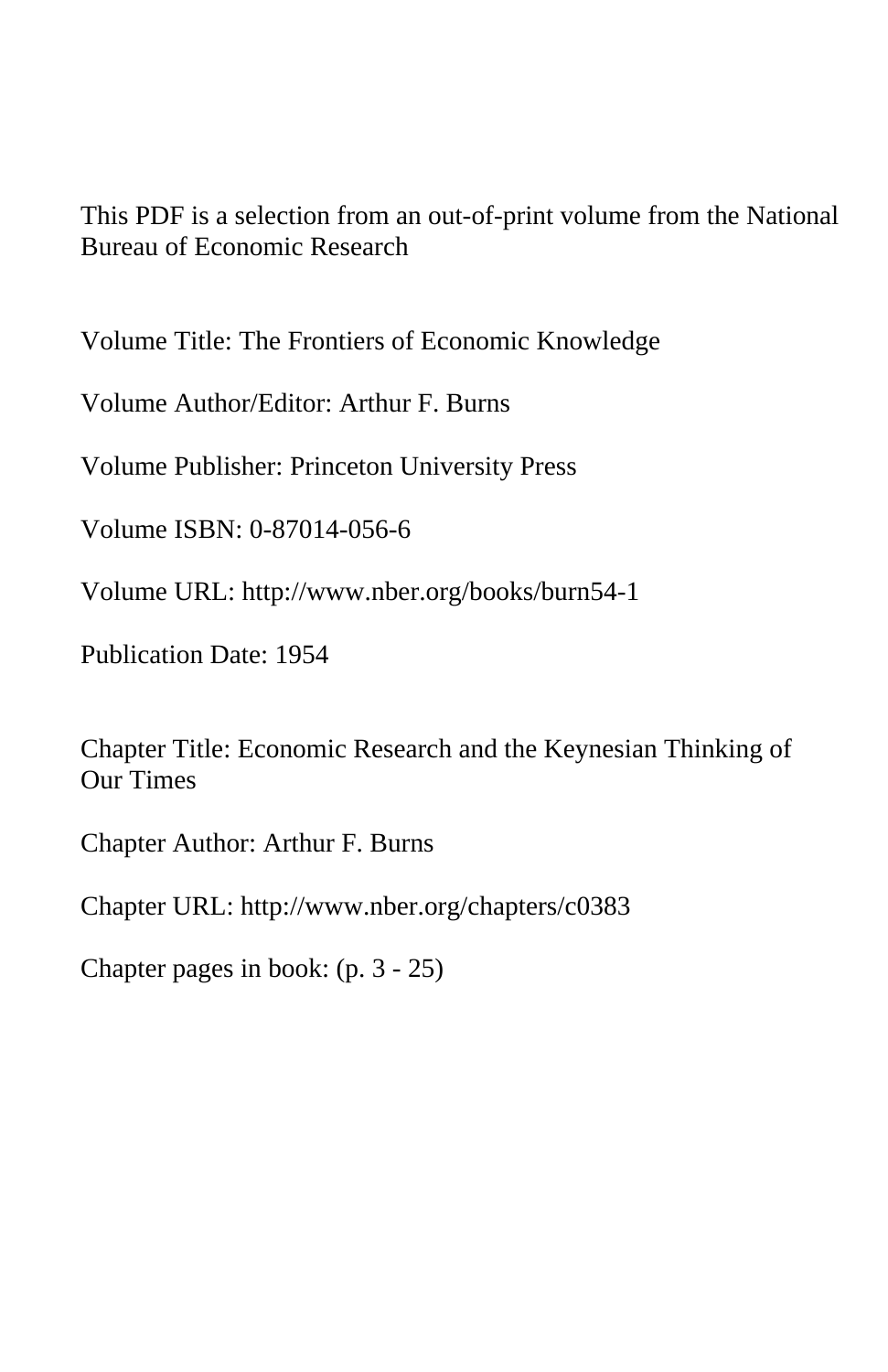This PDF is a selection from an out-of-print volume from the National Bureau of Economic Research

Volume Title: The Frontiers of Economic Knowledge

Volume Author/Editor: Arthur F. Burns

Volume Publisher: Princeton University Press

Volume ISBN: 0-87014-056-6

Volume URL: http://www.nber.org/books/burn54-1

Publication Date: 1954

Chapter Title: Economic Research and the Keynesian Thinking of Our Times

Chapter Author: Arthur F. Burns

Chapter URL: http://www.nber.org/chapters/c0383

Chapter pages in book: (p. 3 - 25)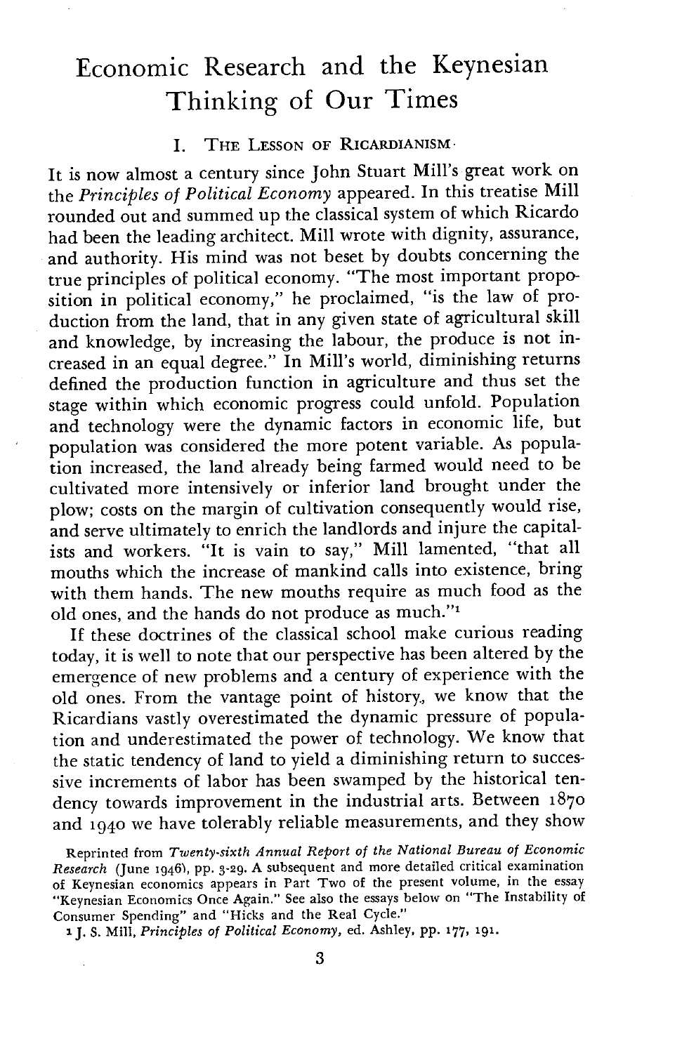# Economic Research and the Keynesian Thinking of Our Times

## I. The Lesson of Ricardianism

It is now almost a century since John Stuart Mill's great work on the *Principles of Political Economy* appeared. In this treatise Mill rounded out and summed up the classical system of which Ricardo had been the leading architect. Mill wrote with dignity, assurance, and authority. His mind was not beset by doubts concerning the true principles of political economy. "The most important proposition in political economy," he proclaimed, "is the law of production from the land, that in any given state of agricultural skill and knowledge, by increasing the labour, the produce is not increased in an equal degree." In Mill's world, diminishing returns defined the production function in agriculture and thus set the stage within which economic progress could unfold. Population and technology were the dynamic factors in economic life, but population was considered the more potent variable. As population increased, the land already being farmed would need to be cultivated more intensively or inferior land brought under the plow; costs on the margin of cultivation consequently would rise, and serve ultimately to enrich the landlords and injure the capitalists and workers. "It is vain to say," Mill lamented, "that all mouths which the increase of mankind calls into existence, bring with them hands. The new mouths require as much food as the old ones, and the hands do not produce as much."[1]

If these doctrines of the classical school make curious reading today, it is well to note that our perspective has been altered by the emergence of new problems and a century of experience with the old ones. From the vantage point of history, we know that the Ricardians vastly overestimated the dynamic pressure of population and underestimated the power of technology. We know that the static tendency of land to yield a diminishing return to successive increments of labor has been swamped by the historical tendency towards improvement in the industrial arts. Between 1870 and 1940 we have tolerably reliable measurements, and they show

Reprinted from *Twenty-sixth Annual Report of the National Bureau of Economic Research* (June 1946), pp. 3-29. A subsequent and more detailed critical examination of Keynesian economics appears in Part Two of the present volume, in the essay "Keynesian Economics Once Again." See also the essays below on "The Instability of Consumer Spending" and "Hicks and the Real Cycle."

[1] J. S. Mill, *Principles of Political Economy*, ed. Ashley, pp. 177, 191.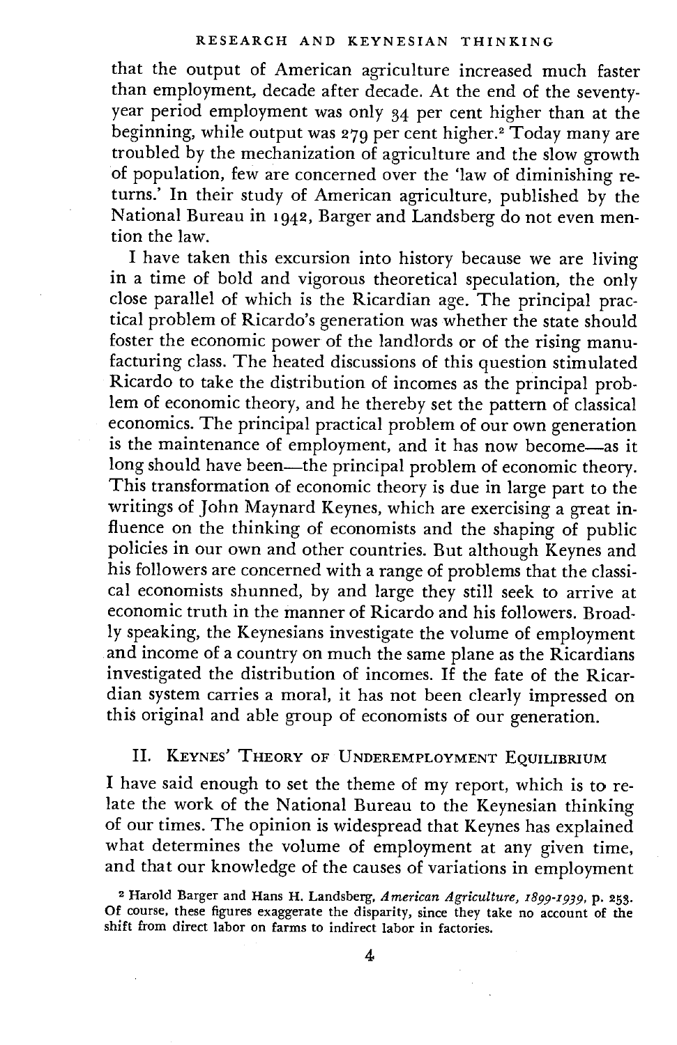that the output of American agriculture increased much faster than employment, decade after decade. At the end of the seventy-year period employment was only 34 per cent higher than at the beginning, while output was 279 per cent higher.[2] Today many are troubled by the mechanization of agriculture and the slow growth of population, few are concerned over the 'law of diminishing returns.' In their study of American agriculture, published by the National Bureau in 1942, Barger and Landsberg do not even mention the law.

I have taken this excursion into history because we are living in a time of bold and vigorous theoretical speculation, the only close parallel of which is the Ricardian age. The principal practical problem of Ricardo's generation was whether the state should foster the economic power of the landlords or of the rising manufacturing class. The heated discussions of this question stimulated Ricardo to take the distribution of incomes as the principal problem of economic theory, and he thereby set the pattern of classical economics. The principal practical problem of our own generation is the maintenance of employment, and it has now become—as it long should have been—the principal problem of economic theory. This transformation of economic theory is due in large part to the writings of John Maynard Keynes, which are exercising a great influence on the thinking of economists and the shaping of public policies in our own and other countries. But although Keynes and his followers are concerned with a range of problems that the classical economists shunned, by and large they still seek to arrive at economic truth in the manner of Ricardo and his followers. Broadly speaking, the Keynesians investigate the volume of employment and income of a country on much the same plane as the Ricardians investigated the distribution of incomes. If the fate of the Ricardian system carries a moral, it has not been clearly impressed on this original and able group of economists of our generation.

## II. Keynes' Theory of Underemployment Equilibrium

I have said enough to set the theme of my report, which is to relate the work of the National Bureau to the Keynesian thinking of our times. The opinion is widespread that Keynes has explained what determines the volume of employment at any given time, and that our knowledge of the causes of variations in employment

[2] Harold Barger and Hans H. Landsberg, *American Agriculture, 1899-1939*, p. 253. Of course, these figures exaggerate the disparity, since they take no account of the shift from direct labor on farms to indirect labor in factories.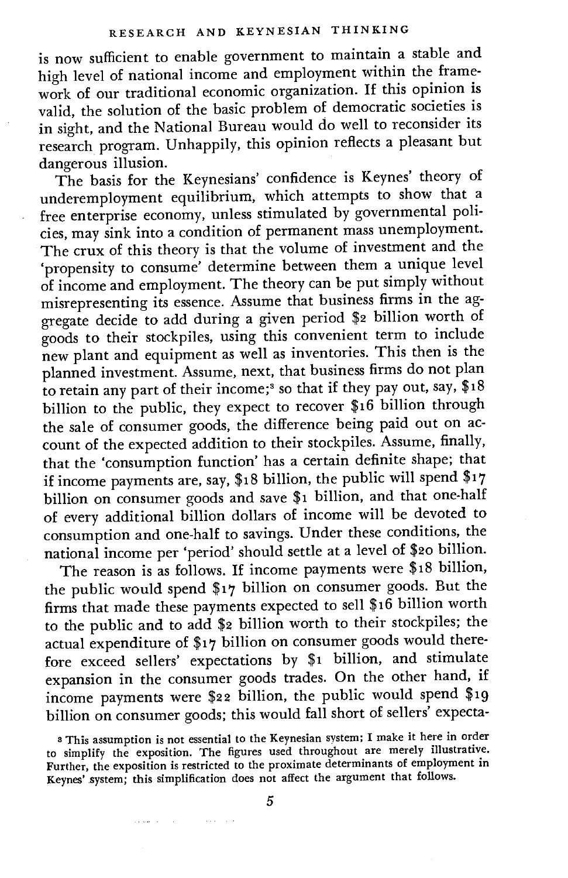is now sufficient to enable government to maintain a stable and high level of national income and employment within the framework of our traditional economic organization. If this opinion is valid, the solution of the basic problem of democratic societies is in sight, and the National Bureau would do well to reconsider its research program. Unhappily, this opinion reflects a pleasant but dangerous illusion.

The basis for the Keynesians' confidence is Keynes' theory of underemployment equilibrium, which attempts to show that a free enterprise economy, unless stimulated by governmental policies, may sink into a condition of permanent mass unemployment. The crux of this theory is that the volume of investment and the 'propensity to consume' determine between them a unique level of income and employment. The theory can be put simply without misrepresenting its essence. Assume that business firms in the aggregate decide to add during a given period $2 billion worth of goods to their stockpiles, using this convenient term to include new plant and equipment as well as inventories. This then is the planned investment. Assume, next, that business firms do not plan to retain any part of their income;[3] so that if they pay out, say, $18 billion to the public, they expect to recover $16 billion through the sale of consumer goods, the difference being paid out on account of the expected addition to their stockpiles. Assume, finally, that the 'consumption function' has a certain definite shape; that if income payments are, say, $18 billion, the public will spend $17 billion on consumer goods and save $1 billion, and that one-half of every additional billion dollars of income will be devoted to consumption and one-half to savings. Under these conditions, the national income per 'period' should settle at a level of $20 billion.

The reason is as follows. If income payments were $18 billion, the public would spend $17 billion on consumer goods. But the firms that made these payments expected to sell $16 billion worth to the public and to add $2 billion worth to their stockpiles; the actual expenditure of $17 billion on consumer goods would therefore exceed sellers' expectations by $1 billion, and stimulate expansion in the consumer goods trades. On the other hand, if income payments were $22 billion, the public would spend $19 billion on consumer goods; this would fall short of sellers' expecta-

[3] This assumption is not essential to the Keynesian system; I make it here in order to simplify the exposition. The figures used throughout are merely illustrative. Further, the exposition is restricted to the proximate determinants of employment in Keynes' system; this simplification does not affect the argument that follows.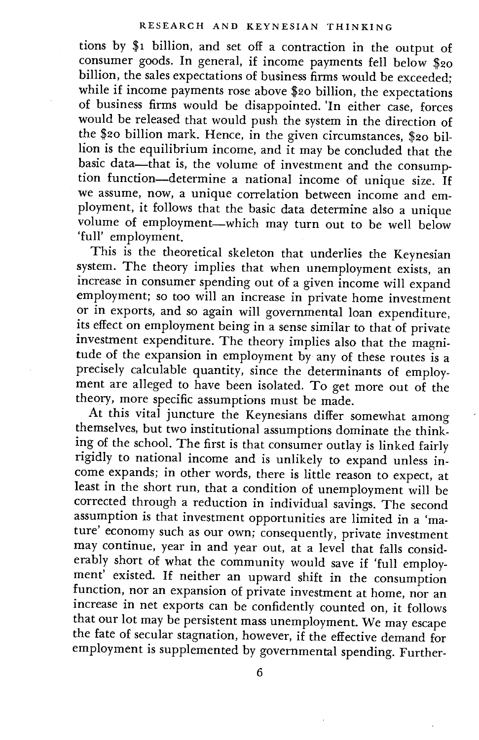tions by $1 billion, and set off a contraction in the output of consumer goods. In general, if income payments fell below $20 billion, the sales expectations of business firms would be exceeded; while if income payments rose above $20 billion, the expectations of business firms would be disappointed. In either case, forces would be released that would push the system in the direction of the $20 billion mark. Hence, in the given circumstances, $20 billion is the equilibrium income, and it may be concluded that the basic data—that is, the volume of investment and the consumption function—determine a national income of unique size. If we assume, now, a unique correlation between income and employment, it follows that the basic data determine also a unique volume of employment—which may turn out to be well below 'full' employment.

This is the theoretical skeleton that underlies the Keynesian system. The theory implies that when unemployment exists, an increase in consumer spending out of a given income will expand employment; so too will an increase in private home investment or in exports, and so again will governmental loan expenditure, its effect on employment being in a sense similar to that of private investment expenditure. The theory implies also that the magnitude of the expansion in employment by any of these routes is a precisely calculable quantity, since the determinants of employment are alleged to have been isolated. To get more out of the theory, more specific assumptions must be made.

At this vital juncture the Keynesians differ somewhat among themselves, but two institutional assumptions dominate the thinking of the school. The first is that consumer outlay is linked fairly rigidly to national income and is unlikely to expand unless income expands; in other words, there is little reason to expect, at least in the short run, that a condition of unemployment will be corrected through a reduction in individual savings. The second assumption is that investment opportunities are limited in a 'mature' economy such as our own; consequently, private investment may continue, year in and year out, at a level that falls considerably short of what the community would save if 'full employment' existed. If neither an upward shift in the consumption function, nor an expansion of private investment at home, nor an increase in net exports can be confidently counted on, it follows that our lot may be persistent mass unemployment. We may escape the fate of secular stagnation, however, if the effective demand for employment is supplemented by governmental spending. Further-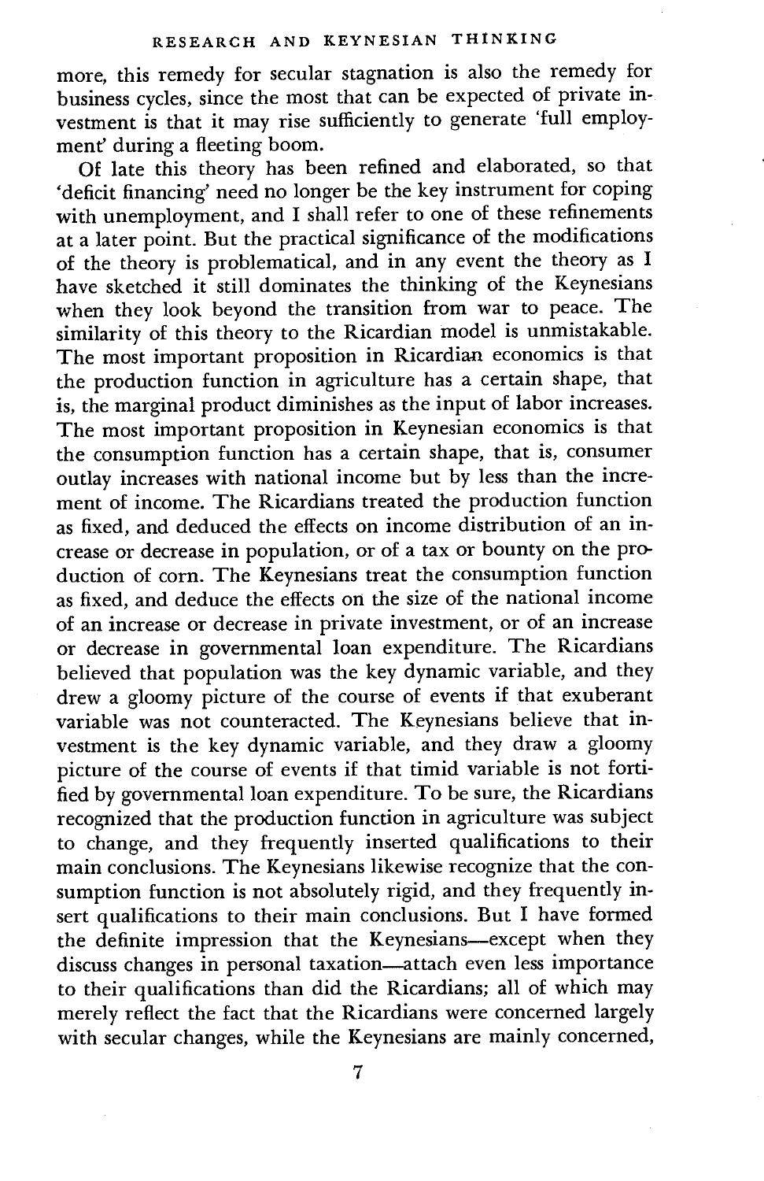more, this remedy for secular stagnation is also the remedy for business cycles, since the most that can be expected of private investment is that it may rise sufficiently to generate 'full employment' during a fleeting boom.

Of late this theory has been refined and elaborated, so that 'deficit financing' need no longer be the key instrument for coping with unemployment, and I shall refer to one of these refinements at a later point. But the practical significance of the modifications of the theory is problematical, and in any event the theory as I have sketched it still dominates the thinking of the Keynesians when they look beyond the transition from war to peace. The similarity of this theory to the Ricardian model is unmistakable. The most important proposition in Ricardian economics is that the production function in agriculture has a certain shape, that is, the marginal product diminishes as the input of labor increases. The most important proposition in Keynesian economics is that the consumption function has a certain shape, that is, consumer outlay increases with national income but by less than the increment of income. The Ricardians treated the production function as fixed, and deduced the effects on income distribution of an increase or decrease in population, or of a tax or bounty on the production of corn. The Keynesians treat the consumption function as fixed, and deduce the effects on the size of the national income of an increase or decrease in private investment, or of an increase or decrease in governmental loan expenditure. The Ricardians believed that population was the key dynamic variable, and they drew a gloomy picture of the course of events if that exuberant variable was not counteracted. The Keynesians believe that investment is the key dynamic variable, and they draw a gloomy picture of the course of events if that timid variable is not fortified by governmental loan expenditure. To be sure, the Ricardians recognized that the production function in agriculture was subject to change, and they frequently inserted qualifications to their main conclusions. The Keynesians likewise recognize that the consumption function is not absolutely rigid, and they frequently insert qualifications to their main conclusions. But I have formed the definite impression that the Keynesians—except when they discuss changes in personal taxation—attach even less importance to their qualifications than did the Ricardians; all of which may merely reflect the fact that the Ricardians were concerned largely with secular changes, while the Keynesians are mainly concerned,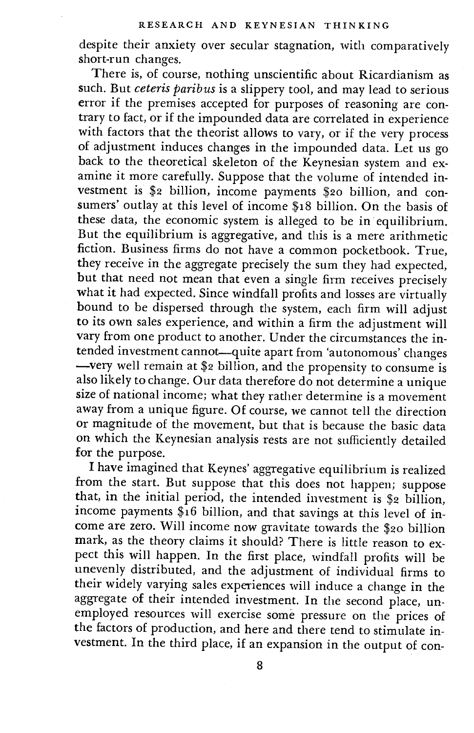despite their anxiety over secular stagnation, with comparatively short-run changes.

There is, of course, nothing unscientific about Ricardianism as such. But *ceteris paribus* is a slippery tool, and may lead to serious error if the premises accepted for purposes of reasoning are contrary to fact, or if the impounded data are correlated in experience with factors that the theorist allows to vary, or if the very process of adjustment induces changes in the impounded data. Let us go back to the theoretical skeleton of the Keynesian system and examine it more carefully. Suppose that the volume of intended investment is $2 billion, income payments $20 billion, and consumers' outlay at this level of income $18 billion. On the basis of these data, the economic system is alleged to be in equilibrium. But the equilibrium is aggregative, and this is a mere arithmetic fiction. Business firms do not have a common pocketbook. True, they receive in the aggregate precisely the sum they had expected, but that need not mean that even a single firm receives precisely what it had expected. Since windfall profits and losses are virtually bound to be dispersed through the system, each firm will adjust to its own sales experience, and within a firm the adjustment will vary from one product to another. Under the circumstances the intended investment cannot—quite apart from 'autonomous' changes—very well remain at $2 billion, and the propensity to consume is also likely to change. Our data therefore do not determine a unique size of national income; what they rather determine is a movement away from a unique figure. Of course, we cannot tell the direction or magnitude of the movement, but that is because the basic data on which the Keynesian analysis rests are not sufficiently detailed for the purpose.

I have imagined that Keynes' aggregative equilibrium is realized from the start. But suppose that this does not happen; suppose that, in the initial period, the intended investment is $2 billion, income payments $16 billion, and that savings at this level of income are zero. Will income now gravitate towards the $20 billion mark, as the theory claims it should? There is little reason to expect this will happen. In the first place, windfall profits will be unevenly distributed, and the adjustment of individual firms to their widely varying sales experiences will induce a change in the aggregate of their intended investment. In the second place, unemployed resources will exercise some pressure on the prices of the factors of production, and here and there tend to stimulate investment. In the third place, if an expansion in the output of con-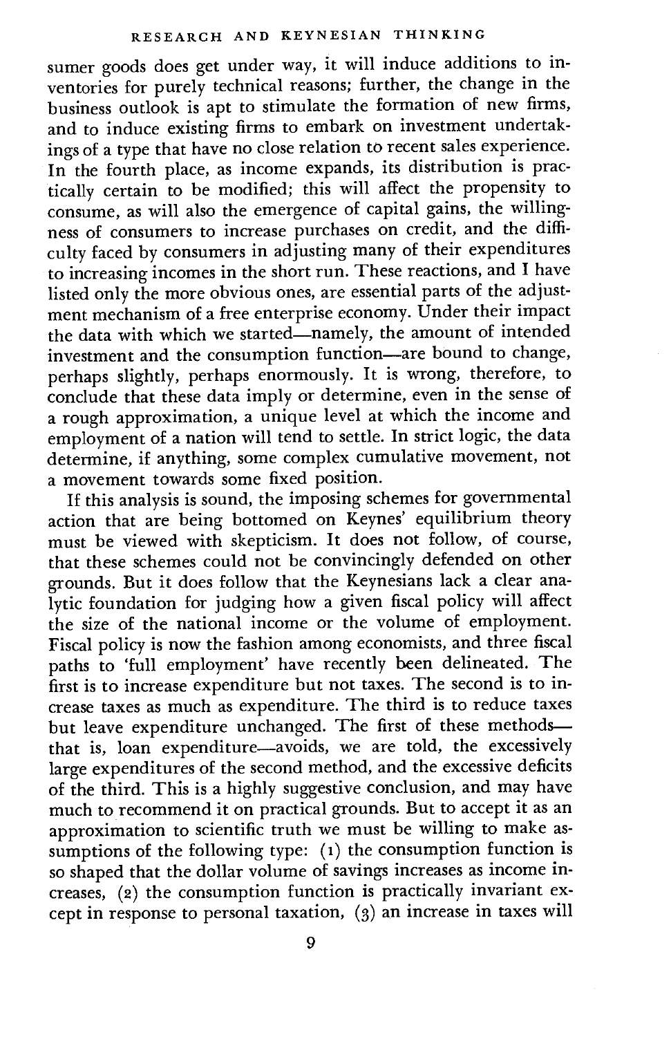sumer goods does get under way, it will induce additions to inventories for purely technical reasons; further, the change in the business outlook is apt to stimulate the formation of new firms, and to induce existing firms to embark on investment undertakings of a type that have no close relation to recent sales experience. In the fourth place, as income expands, its distribution is practically certain to be modified; this will affect the propensity to consume, as will also the emergence of capital gains, the willingness of consumers to increase purchases on credit, and the difficulty faced by consumers in adjusting many of their expenditures to increasing incomes in the short run. These reactions, and I have listed only the more obvious ones, are essential parts of the adjustment mechanism of a free enterprise economy. Under their impact the data with which we started—namely, the amount of intended investment and the consumption function—are bound to change, perhaps slightly, perhaps enormously. It is wrong, therefore, to conclude that these data imply or determine, even in the sense of a rough approximation, a unique level at which the income and employment of a nation will tend to settle. In strict logic, the data determine, if anything, some complex cumulative movement, not a movement towards some fixed position.

If this analysis is sound, the imposing schemes for governmental action that are being bottomed on Keynes' equilibrium theory must be viewed with skepticism. It does not follow, of course, that these schemes could not be convincingly defended on other grounds. But it does follow that the Keynesians lack a clear analytic foundation for judging how a given fiscal policy will affect the size of the national income or the volume of employment. Fiscal policy is now the fashion among economists, and three fiscal paths to 'full employment' have recently been delineated. The first is to increase expenditure but not taxes. The second is to increase taxes as much as expenditure. The third is to reduce taxes but leave expenditure unchanged. The first of these methods—that is, loan expenditure—avoids, we are told, the excessively large expenditures of the second method, and the excessive deficits of the third. This is a highly suggestive conclusion, and may have much to recommend it on practical grounds. But to accept it as an approximation to scientific truth we must be willing to make assumptions of the following type: (1) the consumption function is so shaped that the dollar volume of savings increases as income increases, (2) the consumption function is practically invariant except in response to personal taxation, (3) an increase in taxes will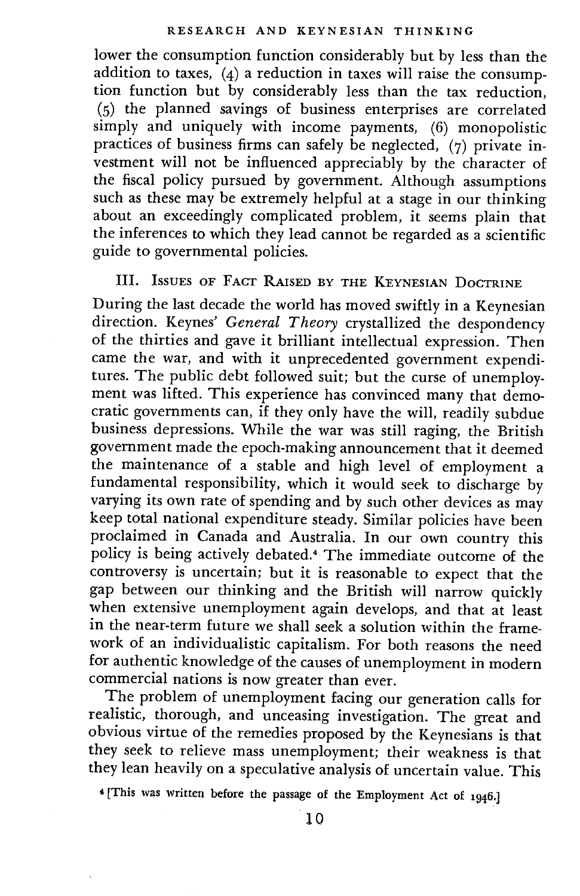lower the consumption function considerably but by less than the addition to taxes, (4) a reduction in taxes will raise the consumption function but by considerably less than the tax reduction, (5) the planned savings of business enterprises are correlated simply and uniquely with income payments, (6) monopolistic practices of business firms can safely be neglected, (7) private investment will not be influenced appreciably by the character of the fiscal policy pursued by government. Although assumptions such as these may be extremely helpful at a stage in our thinking about an exceedingly complicated problem, it seems plain that the inferences to which they lead cannot be regarded as a scientific guide to governmental policies.

## III. Issues of Fact Raised by the Keynesian Doctrine

During the last decade the world has moved swiftly in a Keynesian direction. Keynes' *General Theory* crystallized the despondency of the thirties and gave it brilliant intellectual expression. Then came the war, and with it unprecedented government expenditures. The public debt followed suit; but the curse of unemployment was lifted. This experience has convinced many that democratic governments can, if they only have the will, readily subdue business depressions. While the war was still raging, the British government made the epoch-making announcement that it deemed the maintenance of a stable and high level of employment a fundamental responsibility, which it would seek to discharge by varying its own rate of spending and by such other devices as may keep total national expenditure steady. Similar policies have been proclaimed in Canada and Australia. In our own country this policy is being actively debated.[4] The immediate outcome of the controversy is uncertain; but it is reasonable to expect that the gap between our thinking and the British will narrow quickly when extensive unemployment again develops, and that at least in the near-term future we shall seek a solution within the framework of an individualistic capitalism. For both reasons the need for authentic knowledge of the causes of unemployment in modern commercial nations is now greater than ever.

The problem of unemployment facing our generation calls for realistic, thorough, and unceasing investigation. The great and obvious virtue of the remedies proposed by the Keynesians is that they seek to relieve mass unemployment; their weakness is that they lean heavily on a speculative analysis of uncertain value. This

[4] [This was written before the passage of the Employment Act of 1946.]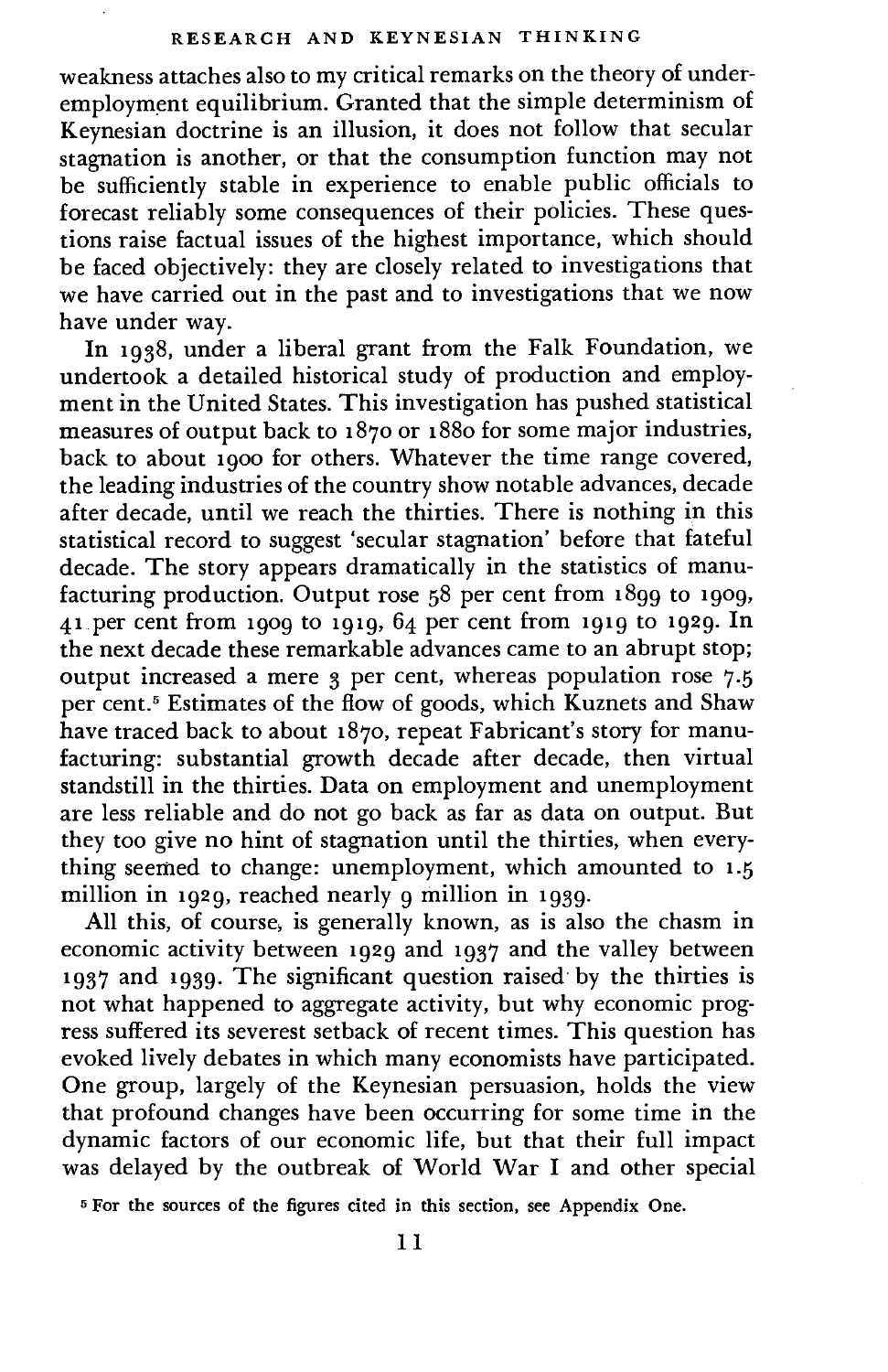weakness attaches also to my critical remarks on the theory of underemployment equilibrium. Granted that the simple determinism of Keynesian doctrine is an illusion, it does not follow that secular stagnation is another, or that the consumption function may not be sufficiently stable in experience to enable public officials to forecast reliably some consequences of their policies. These questions raise factual issues of the highest importance, which should be faced objectively: they are closely related to investigations that we have carried out in the past and to investigations that we now have under way.

In 1938, under a liberal grant from the Falk Foundation, we undertook a detailed historical study of production and employment in the United States. This investigation has pushed statistical measures of output back to 1870 or 1880 for some major industries, back to about 1900 for others. Whatever the time range covered, the leading industries of the country show notable advances, decade after decade, until we reach the thirties. There is nothing in this statistical record to suggest 'secular stagnation' before that fateful decade. The story appears dramatically in the statistics of manufacturing production. Output rose 58 per cent from 1899 to 1909, 41 per cent from 1909 to 1919, 64 per cent from 1919 to 1929. In the next decade these remarkable advances came to an abrupt stop; output increased a mere 3 per cent, whereas population rose 7.5 per cent.[5] Estimates of the flow of goods, which Kuznets and Shaw have traced back to about 1870, repeat Fabricant's story for manufacturing: substantial growth decade after decade, then virtual standstill in the thirties. Data on employment and unemployment are less reliable and do not go back as far as data on output. But they too give no hint of stagnation until the thirties, when everything seemed to change: unemployment, which amounted to 1.5 million in 1929, reached nearly 9 million in 1939.

All this, of course, is generally known, as is also the chasm in economic activity between 1929 and 1937 and the valley between 1937 and 1939. The significant question raised by the thirties is not what happened to aggregate activity, but why economic progress suffered its severest setback of recent times. This question has evoked lively debates in which many economists have participated. One group, largely of the Keynesian persuasion, holds the view that profound changes have been occurring for some time in the dynamic factors of our economic life, but that their full impact was delayed by the outbreak of World War I and other special

[5] For the sources of the figures cited in this section, see Appendix One.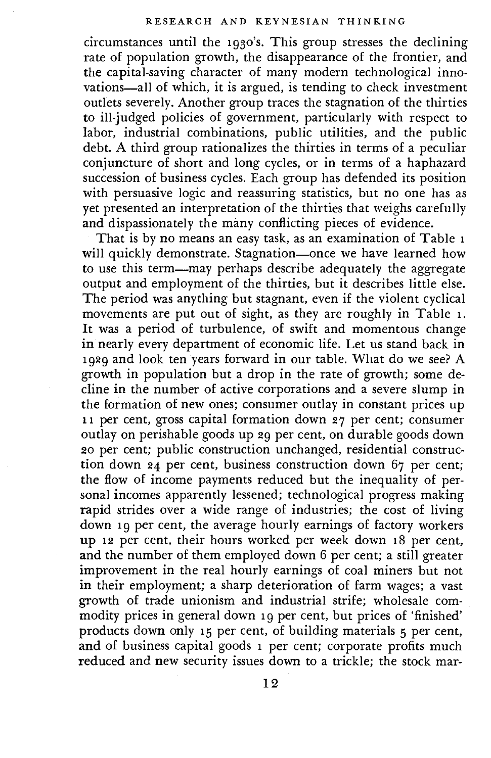circumstances until the 1930's. This group stresses the declining rate of population growth, the disappearance of the frontier, and the capital-saving character of many modern technological innovations—all of which, it is argued, is tending to check investment outlets severely. Another group traces the stagnation of the thirties to ill-judged policies of government, particularly with respect to labor, industrial combinations, public utilities, and the public debt. A third group rationalizes the thirties in terms of a peculiar conjuncture of short and long cycles, or in terms of a haphazard succession of business cycles. Each group has defended its position with persuasive logic and reassuring statistics, but no one has as yet presented an interpretation of the thirties that weighs carefully and dispassionately the many conflicting pieces of evidence.

That is by no means an easy task, as an examination of Table 1 will quickly demonstrate. Stagnation—once we have learned how to use this term—may perhaps describe adequately the aggregate output and employment of the thirties, but it describes little else. The period was anything but stagnant, even if the violent cyclical movements are put out of sight, as they are roughly in Table 1. It was a period of turbulence, of swift and momentous change in nearly every department of economic life. Let us stand back in 1929 and look ten years forward in our table. What do we see? A growth in population but a drop in the rate of growth; some decline in the number of active corporations and a severe slump in the formation of new ones; consumer outlay in constant prices up 11 per cent, gross capital formation down 27 per cent; consumer outlay on perishable goods up 29 per cent, on durable goods down 20 per cent; public construction unchanged, residential construction down 24 per cent, business construction down 67 per cent; the flow of income payments reduced but the inequality of personal incomes apparently lessened; technological progress making rapid strides over a wide range of industries; the cost of living down 19 per cent, the average hourly earnings of factory workers up 12 per cent, their hours worked per week down 18 per cent, and the number of them employed down 6 per cent; a still greater improvement in the real hourly earnings of coal miners but not in their employment; a sharp deterioration of farm wages; a vast growth of trade unionism and industrial strife; wholesale commodity prices in general down 19 per cent, but prices of 'finished' products down only 15 per cent, of building materials 5 per cent, and of business capital goods 1 per cent; corporate profits much reduced and new security issues down to a trickle; the stock mar-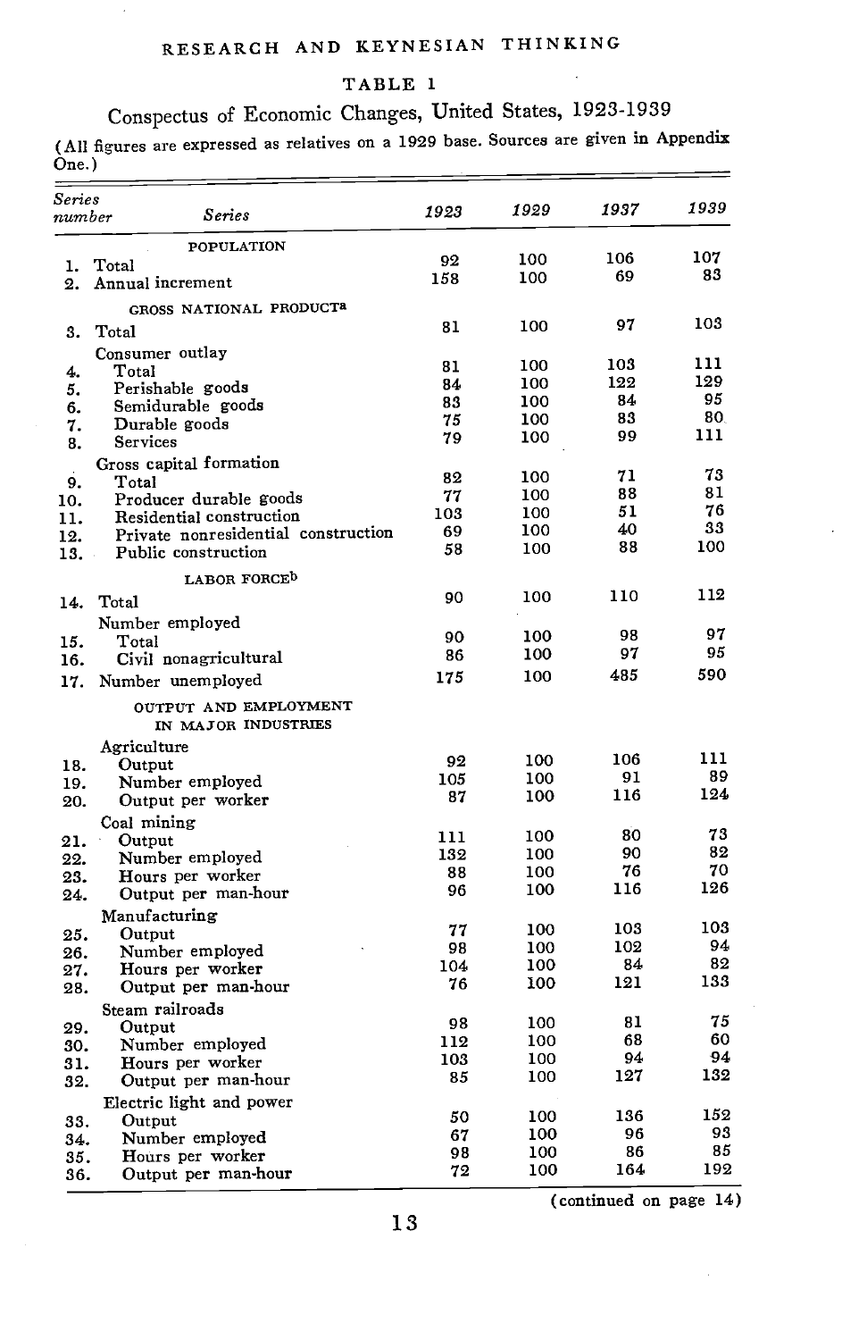TABLE 1

Conspectus of Economic Changes, United States, 1923-1939

(All figures are expressed as relatives on a 1929 base. Sources are given in Appendix One.)

| Series number | Series | 1923 | 1929 | 1937 | 1939 |
|---|---|---|---|---|---|
| | POPULATION | | | | |
| 1. | Total | 92 | 100 | 106 | 107 |
| 2. | Annual increment | 158 | 100 | 69 | 83 |
| | GROSS NATIONAL PRODUCT[a] | | | | |
| 3. | Total | 81 | 100 | 97 | 103 |
| | Consumer outlay | | | | |
| 4. | Total | 81 | 100 | 103 | 111 |
| 5. | Perishable goods | 84 | 100 | 122 | 129 |
| 6. | Semidurable goods | 83 | 100 | 84 | 95 |
| 7. | Durable goods | 75 | 100 | 83 | 80 |
| 8. | Services | 79 | 100 | 99 | 111 |
| | Gross capital formation | | | | |
| 9. | Total | 82 | 100 | 71 | 73 |
| 10. | Producer durable goods | 77 | 100 | 88 | 81 |
| 11. | Residential construction | 103 | 100 | 51 | 76 |
| 12. | Private nonresidential construction | 69 | 100 | 40 | 33 |
| 13. | Public construction | 58 | 100 | 88 | 100 |
| | LABOR FORCE[b] | | | | |
| 14. | Total | 90 | 100 | 110 | 112 |
| | Number employed | | | | |
| 15. | Total | 90 | 100 | 98 | 97 |
| 16. | Civil nonagricultural | 86 | 100 | 97 | 95 |
| 17. | Number unemployed | 175 | 100 | 485 | 590 |
| | OUTPUT AND EMPLOYMENT IN MAJOR INDUSTRIES | | | | |
| | Agriculture | | | | |
| 18. | Output | 92 | 100 | 106 | 111 |
| 19. | Number employed | 105 | 100 | 91 | 89 |
| 20. | Output per worker | 87 | 100 | 116 | 124 |
| | Coal mining | | | | |
| 21. | Output | 111 | 100 | 80 | 73 |
| 22. | Number employed | 132 | 100 | 90 | 82 |
| 23. | Hours per worker | 88 | 100 | 76 | 70 |
| 24. | Output per man-hour | 96 | 100 | 116 | 126 |
| | Manufacturing | | | | |
| 25. | Output | 77 | 100 | 103 | 103 |
| 26. | Number employed | 98 | 100 | 102 | 94 |
| 27. | Hours per worker | 104 | 100 | 84 | 82 |
| 28. | Output per man-hour | 76 | 100 | 121 | 133 |
| | Steam railroads | | | | |
| 29. | Output | 98 | 100 | 81 | 75 |
| 30. | Number employed | 112 | 100 | 68 | 60 |
| 31. | Hours per worker | 103 | 100 | 94 | 94 |
| 32. | Output per man-hour | 85 | 100 | 127 | 132 |
| | Electric light and power | | | | |
| 33. | Output | 50 | 100 | 136 | 152 |
| 34. | Number employed | 67 | 100 | 96 | 93 |
| 35. | Hours per worker | 98 | 100 | 86 | 85 |
| 36. | Output per man-hour | 72 | 100 | 164 | 192 |

(continued on page 14)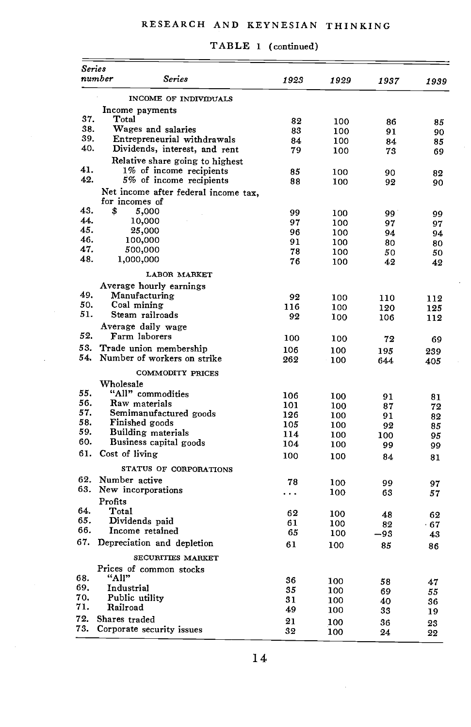TABLE 1 (continued)

| Series number | Series | 1923 | 1929 | 1937 | 1939 |
|---|---|---|---|---|---|
| | INCOME OF INDIVIDUALS | | | | |
| | Income payments | | | | |
| 37. | Total | 82 | 100 | 86 | 85 |
| 38. | Wages and salaries | 83 | 100 | 91 | 90 |
| 39. | Entrepreneurial withdrawals | 84 | 100 | 84 | 85 |
| 40. | Dividends, interest, and rent | 79 | 100 | 73 | 69 |
| | Relative share going to highest | | | | |
| 41. | 1% of income recipients | 85 | 100 | 90 | 82 |
| 42. | 5% of income recipients | 88 | 100 | 92 | 90 |
| | Net income after federal income tax, for incomes of | | | | |
| 43. | $ 5,000 | 99 | 100 | 99 | 99 |
| 44. | 10,000 | 97 | 100 | 97 | 97 |
| 45. | 25,000 | 96 | 100 | 94 | 94 |
| 46. | 100,000 | 91 | 100 | 80 | 80 |
| 47. | 500,000 | 78 | 100 | 50 | 50 |
| 48. | 1,000,000 | 76 | 100 | 42 | 42 |
| | LABOR MARKET | | | | |
| | Average hourly earnings | | | | |
| 49. | Manufacturing | 92 | 100 | 110 | 112 |
| 50. | Coal mining | 116 | 100 | 120 | 125 |
| 51. | Steam railroads | 92 | 100 | 106 | 112 |
| | Average daily wage | | | | |
| 52. | Farm laborers | 100 | 100 | 72 | 69 |
| 53. | Trade union membership | 106 | 100 | 195 | 239 |
| 54. | Number of workers on strike | 262 | 100 | 644 | 405 |
| | COMMODITY PRICES | | | | |
| | Wholesale | | | | |
| 55. | "All" commodities | 106 | 100 | 91 | 81 |
| 56. | Raw materials | 101 | 100 | 87 | 72 |
| 57. | Semimanufactured goods | 126 | 100 | 91 | 82 |
| 58. | Finished goods | 105 | 100 | 92 | 85 |
| 59. | Building materials | 114 | 100 | 100 | 95 |
| 60. | Business capital goods | 104 | 100 | 99 | 99 |
| 61. | Cost of living | 100 | 100 | 84 | 81 |
| | STATUS OF CORPORATIONS | | | | |
| 62. | Number active | 78 | 100 | 99 | 97 |
| 63. | New incorporations | ... | 100 | 63 | 57 |
| | Profits | | | | |
| 64. | Total | 62 | 100 | 48 | 62 |
| 65. | Dividends paid | 61 | 100 | 82 | 67 |
| 66. | Income retained | 65 | 100 | −93 | 43 |
| 67. | Depreciation and depletion | 61 | 100 | 85 | 86 |
| | SECURITIES MARKET | | | | |
| | Prices of common stocks | | | | |
| 68. | "All" | 36 | 100 | 58 | 47 |
| 69. | Industrial | 35 | 100 | 69 | 55 |
| 70. | Public utility | 31 | 100 | 40 | 36 |
| 71. | Railroad | 49 | 100 | 33 | 19 |
| 72. | Shares traded | 21 | 100 | 36 | 23 |
| 73. | Corporate security issues | 32 | 100 | 24 | 22 |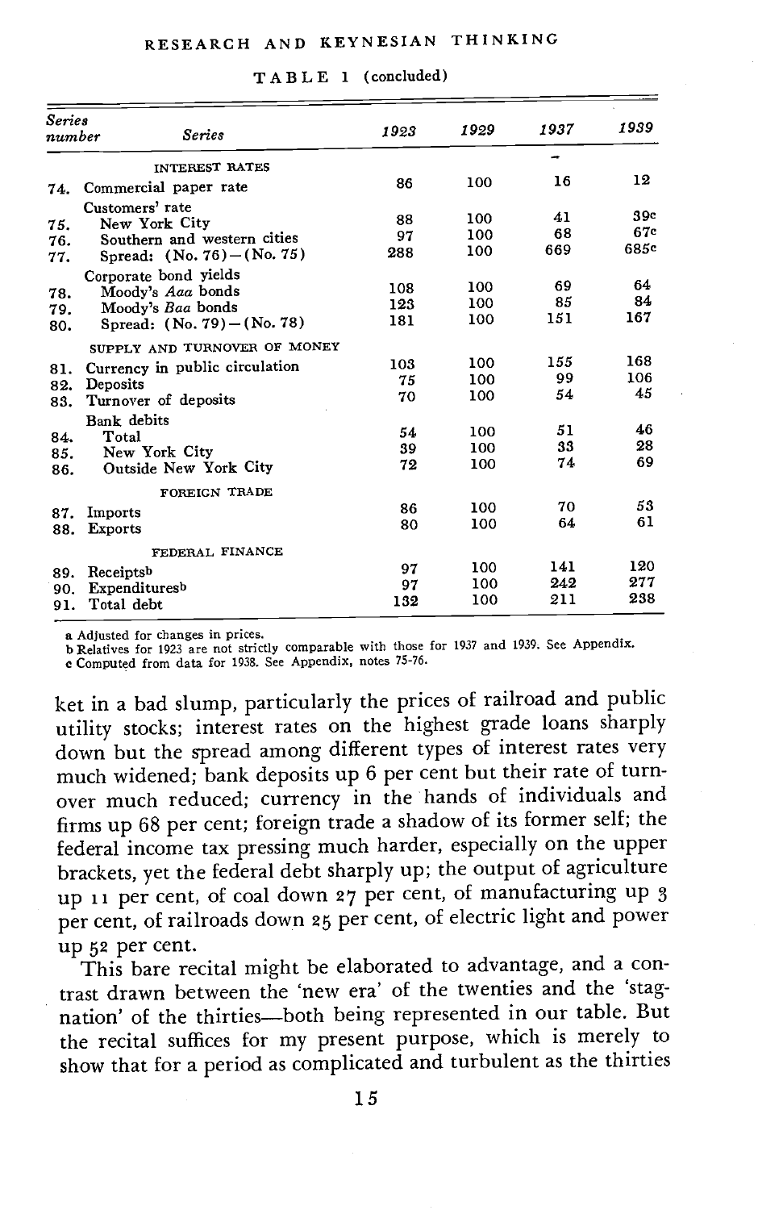TABLE 1 (concluded)

| Series number | Series | 1923 | 1929 | 1937 | 1939 |
|---|---|---|---|---|---|
| | INTEREST RATES | | | | |
| 74. | Commercial paper rate | 86 | 100 | 16 | 12 |
| | Customers' rate | | | | |
| 75. | New York City | 88 | 100 | 41 | 39[c] |
| 76. | Southern and western cities | 97 | 100 | 68 | 67[c] |
| 77. | Spread: (No. 76)−(No. 75) | 288 | 100 | 669 | 685[c] |
| | Corporate bond yields | | | | |
| 78. | Moody's *Aaa* bonds | 108 | 100 | 69 | 64 |
| 79. | Moody's *Baa* bonds | 123 | 100 | 85 | 84 |
| 80. | Spread: (No. 79)−(No. 78) | 181 | 100 | 151 | 167 |
| | SUPPLY AND TURNOVER OF MONEY | | | | |
| 81. | Currency in public circulation | 103 | 100 | 155 | 168 |
| 82. | Deposits | 75 | 100 | 99 | 106 |
| 83. | Turnover of deposits | 70 | 100 | 54 | 45 |
| | Bank debits | | | | |
| 84. | Total | 54 | 100 | 51 | 46 |
| 85. | New York City | 39 | 100 | 33 | 28 |
| 86. | Outside New York City | 72 | 100 | 74 | 69 |
| | FOREIGN TRADE | | | | |
| 87. | Imports | 86 | 100 | 70 | 53 |
| 88. | Exports | 80 | 100 | 64 | 61 |
| | FEDERAL FINANCE | | | | |
| 89. | Receipts[b] | 97 | 100 | 141 | 120 |
| 90. | Expenditures[b] | 97 | 100 | 242 | 277 |
| 91. | Total debt | 132 | 100 | 211 | 238 |

a Adjusted for changes in prices.
b Relatives for 1923 are not strictly comparable with those for 1937 and 1939. See Appendix.
c Computed from data for 1938. See Appendix, notes 75-76.

ket in a bad slump, particularly the prices of railroad and public utility stocks; interest rates on the highest grade loans sharply down but the spread among different types of interest rates very much widened; bank deposits up 6 per cent but their rate of turnover much reduced; currency in the hands of individuals and firms up 68 per cent; foreign trade a shadow of its former self; the federal income tax pressing much harder, especially on the upper brackets, yet the federal debt sharply up; the output of agriculture up 11 per cent, of coal down 27 per cent, of manufacturing up 3 per cent, of railroads down 25 per cent, of electric light and power up 52 per cent.

This bare recital might be elaborated to advantage, and a contrast drawn between the 'new era' of the twenties and the 'stagnation' of the thirties—both being represented in our table. But the recital suffices for my present purpose, which is merely to show that for a period as complicated and turbulent as the thirties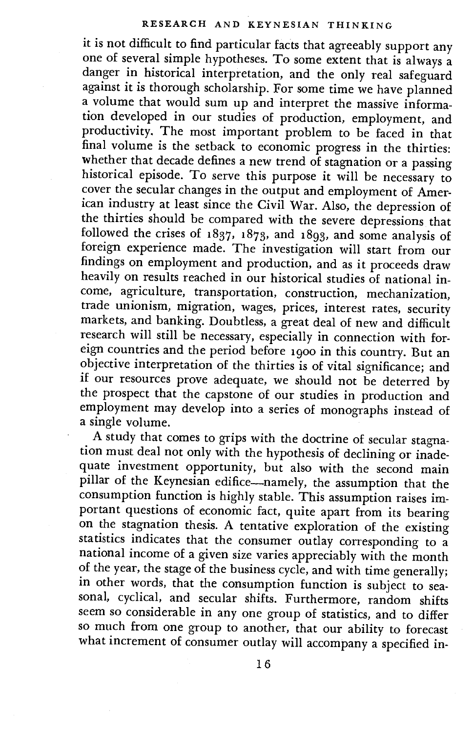it is not difficult to find particular facts that agreeably support any one of several simple hypotheses. To some extent that is always a danger in historical interpretation, and the only real safeguard against it is thorough scholarship. For some time we have planned a volume that would sum up and interpret the massive information developed in our studies of production, employment, and productivity. The most important problem to be faced in that final volume is the setback to economic progress in the thirties: whether that decade defines a new trend of stagnation or a passing historical episode. To serve this purpose it will be necessary to cover the secular changes in the output and employment of American industry at least since the Civil War. Also, the depression of the thirties should be compared with the severe depressions that followed the crises of 1837, 1873, and 1893, and some analysis of foreign experience made. The investigation will start from our findings on employment and production, and as it proceeds draw heavily on results reached in our historical studies of national income, agriculture, transportation, construction, mechanization, trade unionism, migration, wages, prices, interest rates, security markets, and banking. Doubtless, a great deal of new and difficult research will still be necessary, especially in connection with foreign countries and the period before 1900 in this country. But an objective interpretation of the thirties is of vital significance; and if our resources prove adequate, we should not be deterred by the prospect that the capstone of our studies in production and employment may develop into a series of monographs instead of a single volume.

A study that comes to grips with the doctrine of secular stagnation must deal not only with the hypothesis of declining or inadequate investment opportunity, but also with the second main pillar of the Keynesian edifice—namely, the assumption that the consumption function is highly stable. This assumption raises important questions of economic fact, quite apart from its bearing on the stagnation thesis. A tentative exploration of the existing statistics indicates that the consumer outlay corresponding to a national income of a given size varies appreciably with the month of the year, the stage of the business cycle, and with time generally; in other words, that the consumption function is subject to seasonal, cyclical, and secular shifts. Furthermore, random shifts seem so considerable in any one group of statistics, and to differ so much from one group to another, that our ability to forecast what increment of consumer outlay will accompany a specified in-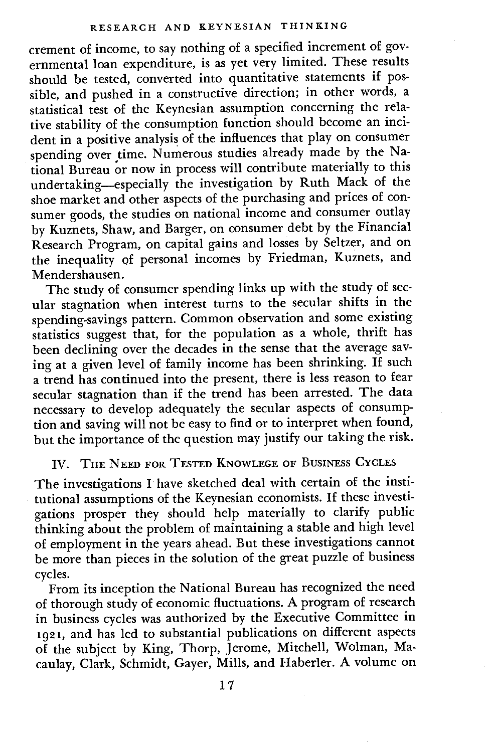crement of income, to say nothing of a specified increment of governmental loan expenditure, is as yet very limited. These results should be tested, converted into quantitative statements if possible, and pushed in a constructive direction; in other words, a statistical test of the Keynesian assumption concerning the relative stability of the consumption function should become an incident in a positive analysis of the influences that play on consumer spending over time. Numerous studies already made by the National Bureau or now in process will contribute materially to this undertaking—especially the investigation by Ruth Mack of the shoe market and other aspects of the purchasing and prices of consumer goods, the studies on national income and consumer outlay by Kuznets, Shaw, and Barger, on consumer debt by the Financial Research Program, on capital gains and losses by Seltzer, and on the inequality of personal incomes by Friedman, Kuznets, and Mendershausen.

The study of consumer spending links up with the study of secular stagnation when interest turns to the secular shifts in the spending-savings pattern. Common observation and some existing statistics suggest that, for the population as a whole, thrift has been declining over the decades in the sense that the average saving at a given level of family income has been shrinking. If such a trend has continued into the present, there is less reason to fear secular stagnation than if the trend has been arrested. The data necessary to develop adequately the secular aspects of consumption and saving will not be easy to find or to interpret when found, but the importance of the question may justify our taking the risk.

## IV. The Need for Tested Knowlege of Business Cycles

The investigations I have sketched deal with certain of the institutional assumptions of the Keynesian economists. If these investigations prosper they should help materially to clarify public thinking about the problem of maintaining a stable and high level of employment in the years ahead. But these investigations cannot be more than pieces in the solution of the great puzzle of business cycles.

From its inception the National Bureau has recognized the need of thorough study of economic fluctuations. A program of research in business cycles was authorized by the Executive Committee in 1921, and has led to substantial publications on different aspects of the subject by King, Thorp, Jerome, Mitchell, Wolman, Macaulay, Clark, Schmidt, Gayer, Mills, and Haberler. A volume on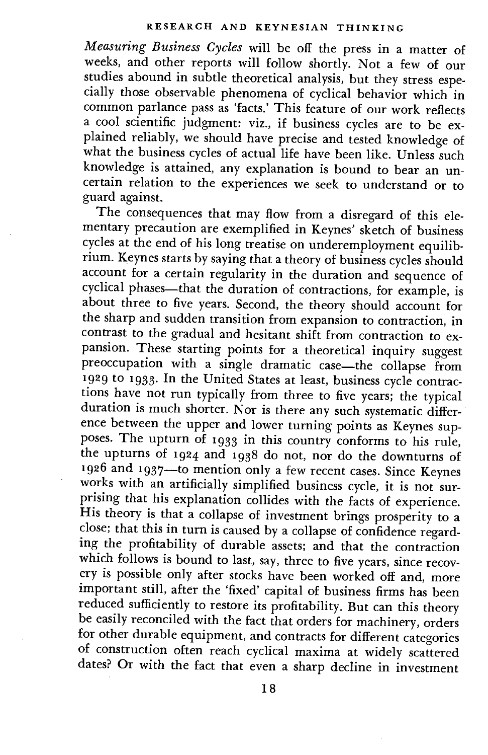*Measuring Business Cycles* will be off the press in a matter of weeks, and other reports will follow shortly. Not a few of our studies abound in subtle theoretical analysis, but they stress especially those observable phenomena of cyclical behavior which in common parlance pass as 'facts.' This feature of our work reflects a cool scientific judgment: viz., if business cycles are to be explained reliably, we should have precise and tested knowledge of what the business cycles of actual life have been like. Unless such knowledge is attained, any explanation is bound to bear an uncertain relation to the experiences we seek to understand or to guard against.

The consequences that may flow from a disregard of this elementary precaution are exemplified in Keynes' sketch of business cycles at the end of his long treatise on underemployment equilibrium. Keynes starts by saying that a theory of business cycles should account for a certain regularity in the duration and sequence of cyclical phases—that the duration of contractions, for example, is about three to five years. Second, the theory should account for the sharp and sudden transition from expansion to contraction, in contrast to the gradual and hesitant shift from contraction to expansion. These starting points for a theoretical inquiry suggest preoccupation with a single dramatic case—the collapse from 1929 to 1933. In the United States at least, business cycle contractions have not run typically from three to five years; the typical duration is much shorter. Nor is there any such systematic difference between the upper and lower turning points as Keynes supposes. The upturn of 1933 in this country conforms to his rule, the upturns of 1924 and 1938 do not, nor do the downturns of 1926 and 1937—to mention only a few recent cases. Since Keynes works with an artificially simplified business cycle, it is not surprising that his explanation collides with the facts of experience. His theory is that a collapse of investment brings prosperity to a close; that this in turn is caused by a collapse of confidence regarding the profitability of durable assets; and that the contraction which follows is bound to last, say, three to five years, since recovery is possible only after stocks have been worked off and, more important still, after the 'fixed' capital of business firms has been reduced sufficiently to restore its profitability. But can this theory be easily reconciled with the fact that orders for machinery, orders for other durable equipment, and contracts for different categories of construction often reach cyclical maxima at widely scattered dates? Or with the fact that even a sharp decline in investment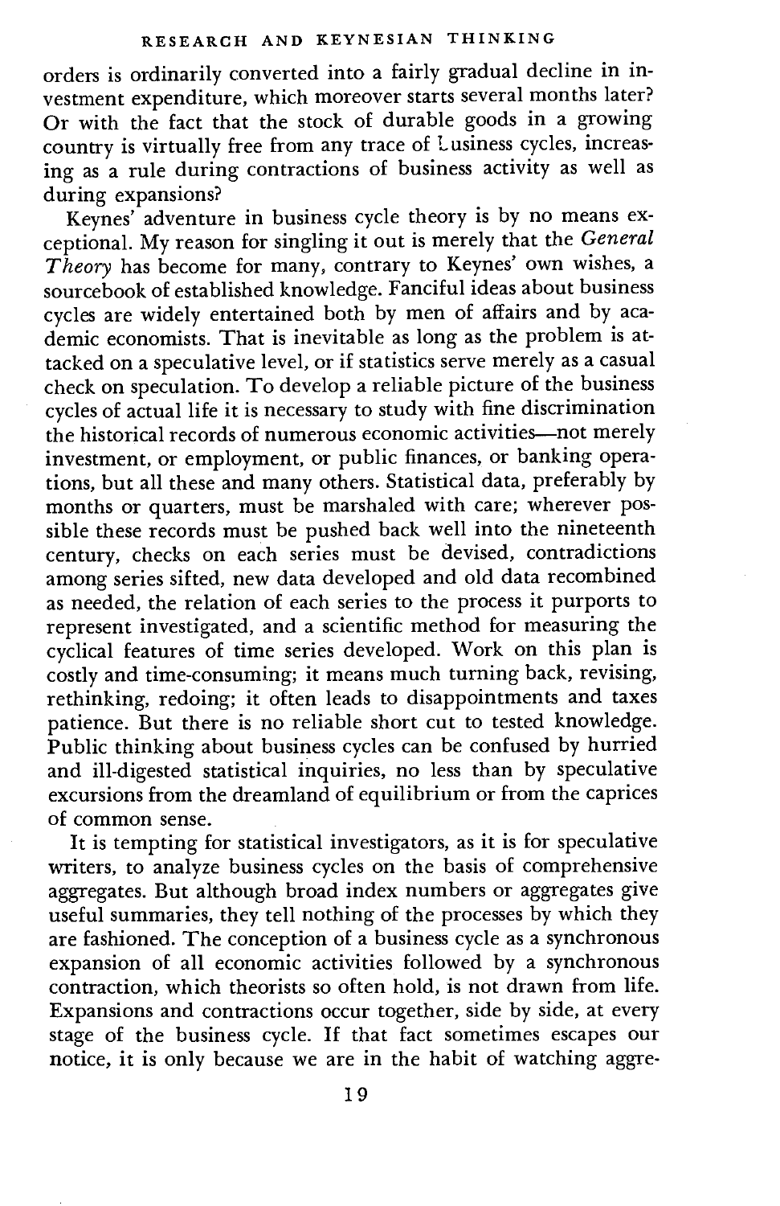orders is ordinarily converted into a fairly gradual decline in investment expenditure, which moreover starts several months later? Or with the fact that the stock of durable goods in a growing country is virtually free from any trace of business cycles, increasing as a rule during contractions of business activity as well as during expansions?

Keynes' adventure in business cycle theory is by no means exceptional. My reason for singling it out is merely that the *General Theory* has become for many, contrary to Keynes' own wishes, a sourcebook of established knowledge. Fanciful ideas about business cycles are widely entertained both by men of affairs and by academic economists. That is inevitable as long as the problem is attacked on a speculative level, or if statistics serve merely as a casual check on speculation. To develop a reliable picture of the business cycles of actual life it is necessary to study with fine discrimination the historical records of numerous economic activities—not merely investment, or employment, or public finances, or banking operations, but all these and many others. Statistical data, preferably by months or quarters, must be marshaled with care; wherever possible these records must be pushed back well into the nineteenth century, checks on each series must be devised, contradictions among series sifted, new data developed and old data recombined as needed, the relation of each series to the process it purports to represent investigated, and a scientific method for measuring the cyclical features of time series developed. Work on this plan is costly and time-consuming; it means much turning back, revising, rethinking, redoing; it often leads to disappointments and taxes patience. But there is no reliable short cut to tested knowledge. Public thinking about business cycles can be confused by hurried and ill-digested statistical inquiries, no less than by speculative excursions from the dreamland of equilibrium or from the caprices of common sense.

It is tempting for statistical investigators, as it is for speculative writers, to analyze business cycles on the basis of comprehensive aggregates. But although broad index numbers or aggregates give useful summaries, they tell nothing of the processes by which they are fashioned. The conception of a business cycle as a synchronous expansion of all economic activities followed by a synchronous contraction, which theorists so often hold, is not drawn from life. Expansions and contractions occur together, side by side, at every stage of the business cycle. If that fact sometimes escapes our notice, it is only because we are in the habit of watching aggre-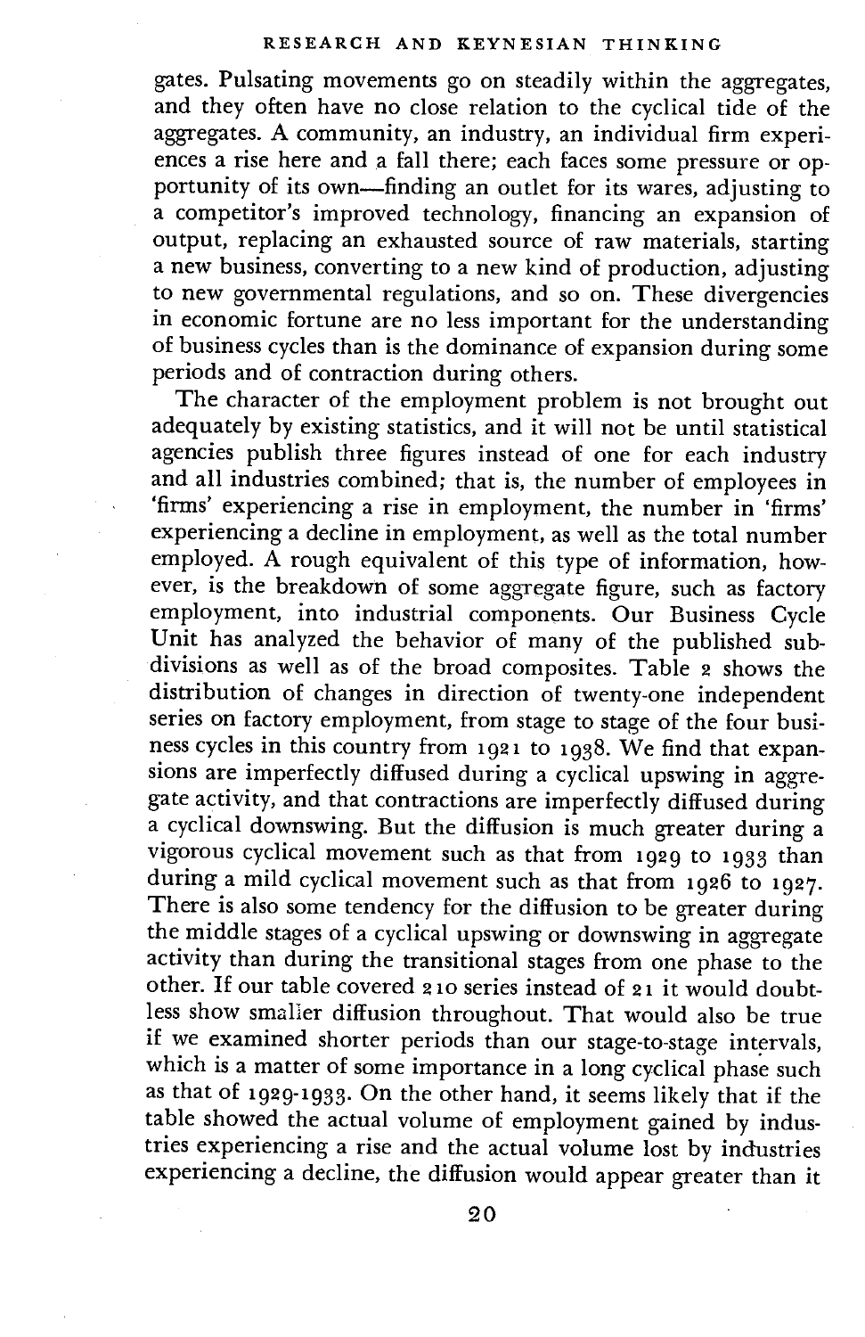gates. Pulsating movements go on steadily within the aggregates, and they often have no close relation to the cyclical tide of the aggregates. A community, an industry, an individual firm experiences a rise here and a fall there; each faces some pressure or opportunity of its own—finding an outlet for its wares, adjusting to a competitor's improved technology, financing an expansion of output, replacing an exhausted source of raw materials, starting a new business, converting to a new kind of production, adjusting to new governmental regulations, and so on. These divergencies in economic fortune are no less important for the understanding of business cycles than is the dominance of expansion during some periods and of contraction during others.

The character of the employment problem is not brought out adequately by existing statistics, and it will not be until statistical agencies publish three figures instead of one for each industry and all industries combined; that is, the number of employees in 'firms' experiencing a rise in employment, the number in 'firms' experiencing a decline in employment, as well as the total number employed. A rough equivalent of this type of information, however, is the breakdown of some aggregate figure, such as factory employment, into industrial components. Our Business Cycle Unit has analyzed the behavior of many of the published subdivisions as well as of the broad composites. Table 2 shows the distribution of changes in direction of twenty-one independent series on factory employment, from stage to stage of the four business cycles in this country from 1921 to 1938. We find that expansions are imperfectly diffused during a cyclical upswing in aggregate activity, and that contractions are imperfectly diffused during a cyclical downswing. But the diffusion is much greater during a vigorous cyclical movement such as that from 1929 to 1933 than during a mild cyclical movement such as that from 1926 to 1927. There is also some tendency for the diffusion to be greater during the middle stages of a cyclical upswing or downswing in aggregate activity than during the transitional stages from one phase to the other. If our table covered 210 series instead of 21 it would doubtless show smaller diffusion throughout. That would also be true if we examined shorter periods than our stage-to-stage intervals, which is a matter of some importance in a long cyclical phase such as that of 1929-1933. On the other hand, it seems likely that if the table showed the actual volume of employment gained by industries experiencing a rise and the actual volume lost by industries experiencing a decline, the diffusion would appear greater than it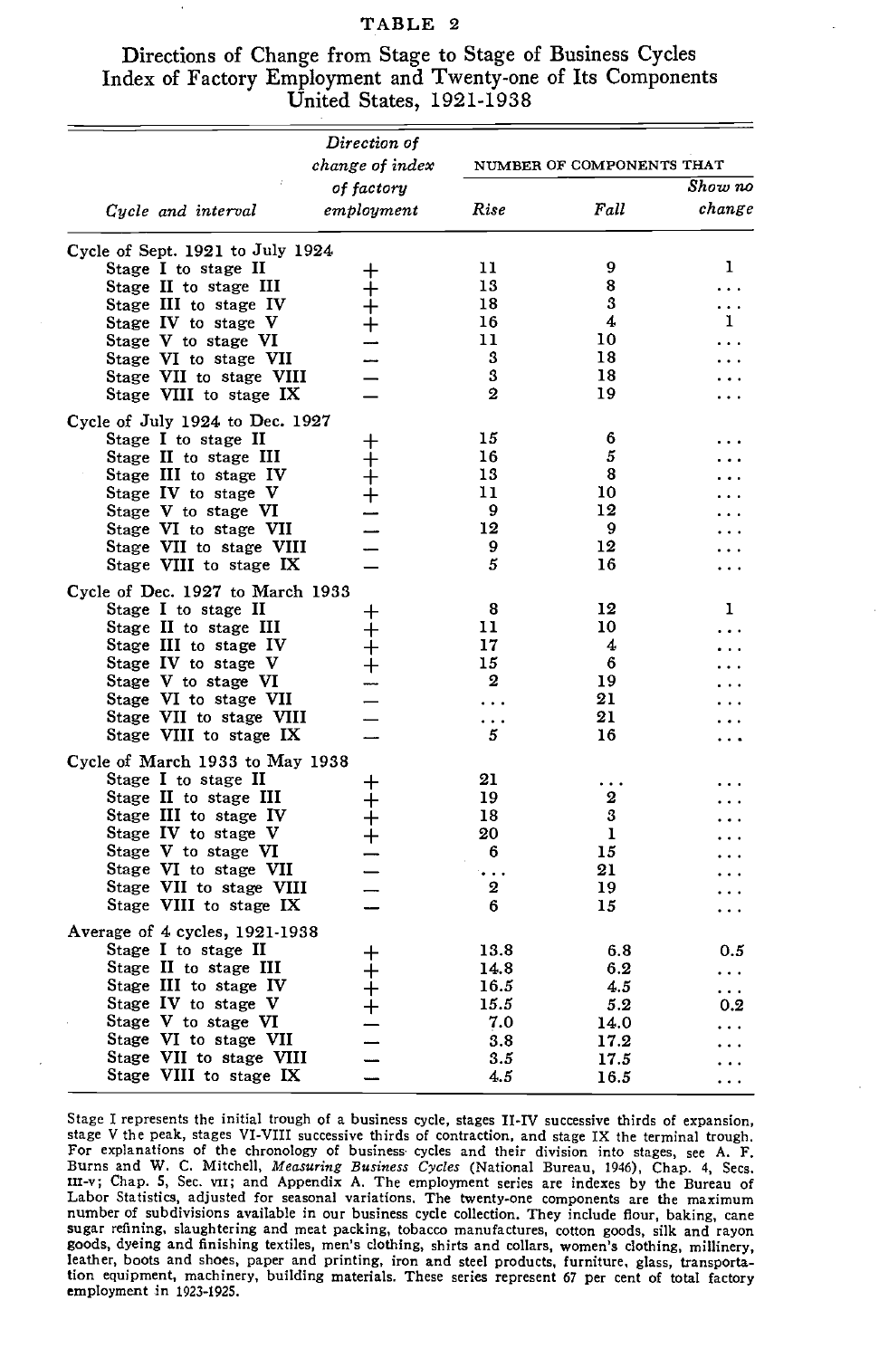## TABLE 2

### Directions of Change from Stage to Stage of Business Cycles Index of Factory Employment and Twenty-one of Its Components United States, 1921-1938

| *Cycle and interval* | *Direction of change of index of factory employment* | NUMBER OF COMPONENTS THAT | | |
|---|---|---|---|---|
| | | *Rise* | *Fall* | *Show no change* |
| **Cycle of Sept. 1921 to July 1924** | | | | |
| Stage I to stage II | + | 11 | 9 | 1 |
| Stage II to stage III | + | 13 | 8 | ... |
| Stage III to stage IV | + | 18 | 3 | ... |
| Stage IV to stage V | + | 16 | 4 | 1 |
| Stage V to stage VI | — | 11 | 10 | ... |
| Stage VI to stage VII | — | 3 | 18 | ... |
| Stage VII to stage VIII | — | 3 | 18 | ... |
| Stage VIII to stage IX | — | 2 | 19 | ... |
| **Cycle of July 1924 to Dec. 1927** | | | | |
| Stage I to stage II | + | 15 | 6 | ... |
| Stage II to stage III | + | 16 | 5 | ... |
| Stage III to stage IV | + | 13 | 8 | ... |
| Stage IV to stage V | + | 11 | 10 | ... |
| Stage V to stage VI | — | 9 | 12 | ... |
| Stage VI to stage VII | — | 12 | 9 | ... |
| Stage VII to stage VIII | — | 9 | 12 | ... |
| Stage VIII to stage IX | — | 5 | 16 | ... |
| **Cycle of Dec. 1927 to March 1933** | | | | |
| Stage I to stage II | + | 8 | 12 | 1 |
| Stage II to stage III | + | 11 | 10 | ... |
| Stage III to stage IV | + | 17 | 4 | ... |
| Stage IV to stage V | + | 15 | 6 | ... |
| Stage V to stage VI | — | 2 | 19 | ... |
| Stage VI to stage VII | — | ... | 21 | ... |
| Stage VII to stage VIII | — | ... | 21 | ... |
| Stage VIII to stage IX | — | 5 | 16 | ... |
| **Cycle of March 1933 to May 1938** | | | | |
| Stage I to stage II | + | 21 | ... | ... |
| Stage II to stage III | + | 19 | 2 | ... |
| Stage III to stage IV | + | 18 | 3 | ... |
| Stage IV to stage V | + | 20 | 1 | ... |
| Stage V to stage VI | — | 6 | 15 | ... |
| Stage VI to stage VII | — | ... | 21 | ... |
| Stage VII to stage VIII | — | 2 | 19 | ... |
| Stage VIII to stage IX | — | 6 | 15 | ... |
| **Average of 4 cycles, 1921-1938** | | | | |
| Stage I to stage II | + | 13.8 | 6.8 | 0.5 |
| Stage II to stage III | + | 14.8 | 6.2 | ... |
| Stage III to stage IV | + | 16.5 | 4.5 | ... |
| Stage IV to stage V | + | 15.5 | 5.2 | 0.2 |
| Stage V to stage VI | — | 7.0 | 14.0 | ... |
| Stage VI to stage VII | — | 3.8 | 17.2 | ... |
| Stage VII to stage VIII | — | 3.5 | 17.5 | ... |
| Stage VIII to stage IX | — | 4.5 | 16.5 | ... |

Stage I represents the initial trough of a business cycle, stages II-IV successive thirds of expansion, stage V the peak, stages VI-VIII successive thirds of contraction, and stage IX the terminal trough. For explanations of the chronology of business cycles and their division into stages, see A. F. Burns and W. C. Mitchell, *Measuring Business Cycles* (National Bureau, 1946), Chap. 4, Secs. III-V; Chap. 5, Sec. VII; and Appendix A. The employment series are indexes by the Bureau of Labor Statistics, adjusted for seasonal variations. The twenty-one components are the maximum number of subdivisions available in our business cycle collection. They include flour, baking, cane sugar refining, slaughtering and meat packing, tobacco manufactures, cotton goods, silk and rayon goods, dyeing and finishing textiles, men's clothing, shirts and collars, women's clothing, millinery, leather, boots and shoes, paper and printing, iron and steel products, furniture, glass, transportation equipment, machinery, building materials. These series represent 67 per cent of total factory employment in 1923-1925.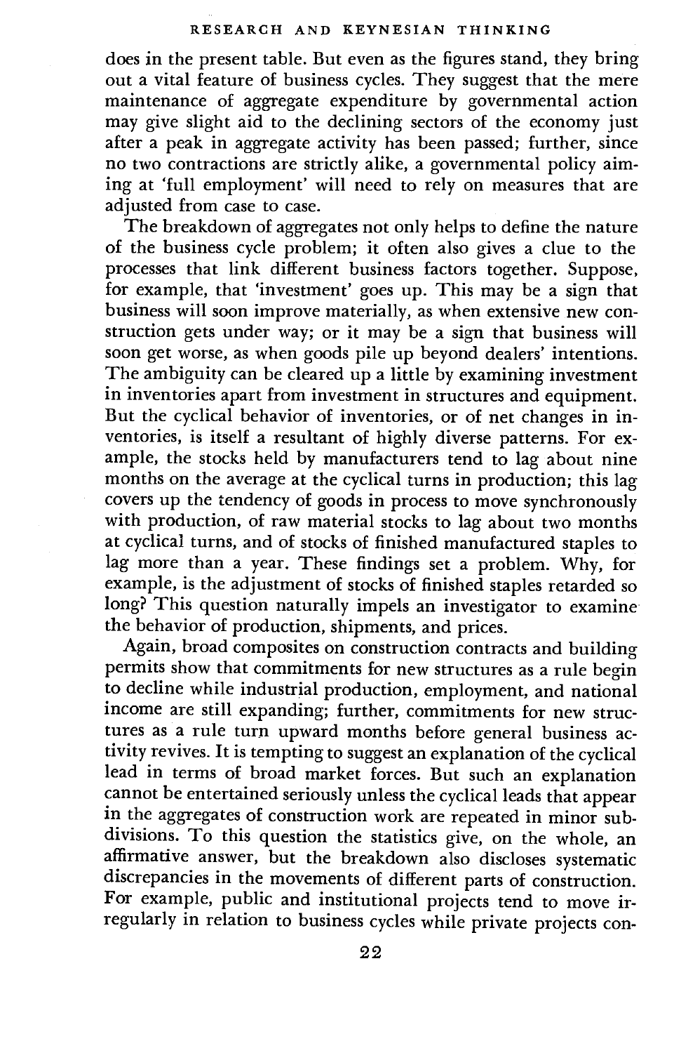does in the present table. But even as the figures stand, they bring out a vital feature of business cycles. They suggest that the mere maintenance of aggregate expenditure by governmental action may give slight aid to the declining sectors of the economy just after a peak in aggregate activity has been passed; further, since no two contractions are strictly alike, a governmental policy aiming at 'full employment' will need to rely on measures that are adjusted from case to case.

The breakdown of aggregates not only helps to define the nature of the business cycle problem; it often also gives a clue to the processes that link different business factors together. Suppose, for example, that 'investment' goes up. This may be a sign that business will soon improve materially, as when extensive new construction gets under way; or it may be a sign that business will soon get worse, as when goods pile up beyond dealers' intentions. The ambiguity can be cleared up a little by examining investment in inventories apart from investment in structures and equipment. But the cyclical behavior of inventories, or of net changes in inventories, is itself a resultant of highly diverse patterns. For example, the stocks held by manufacturers tend to lag about nine months on the average at the cyclical turns in production; this lag covers up the tendency of goods in process to move synchronously with production, of raw material stocks to lag about two months at cyclical turns, and of stocks of finished manufactured staples to lag more than a year. These findings set a problem. Why, for example, is the adjustment of stocks of finished staples retarded so long? This question naturally impels an investigator to examine the behavior of production, shipments, and prices.

Again, broad composites on construction contracts and building permits show that commitments for new structures as a rule begin to decline while industrial production, employment, and national income are still expanding; further, commitments for new structures as a rule turn upward months before general business activity revives. It is tempting to suggest an explanation of the cyclical lead in terms of broad market forces. But such an explanation cannot be entertained seriously unless the cyclical leads that appear in the aggregates of construction work are repeated in minor subdivisions. To this question the statistics give, on the whole, an affirmative answer, but the breakdown also discloses systematic discrepancies in the movements of different parts of construction. For example, public and institutional projects tend to move irregularly in relation to business cycles while private projects con-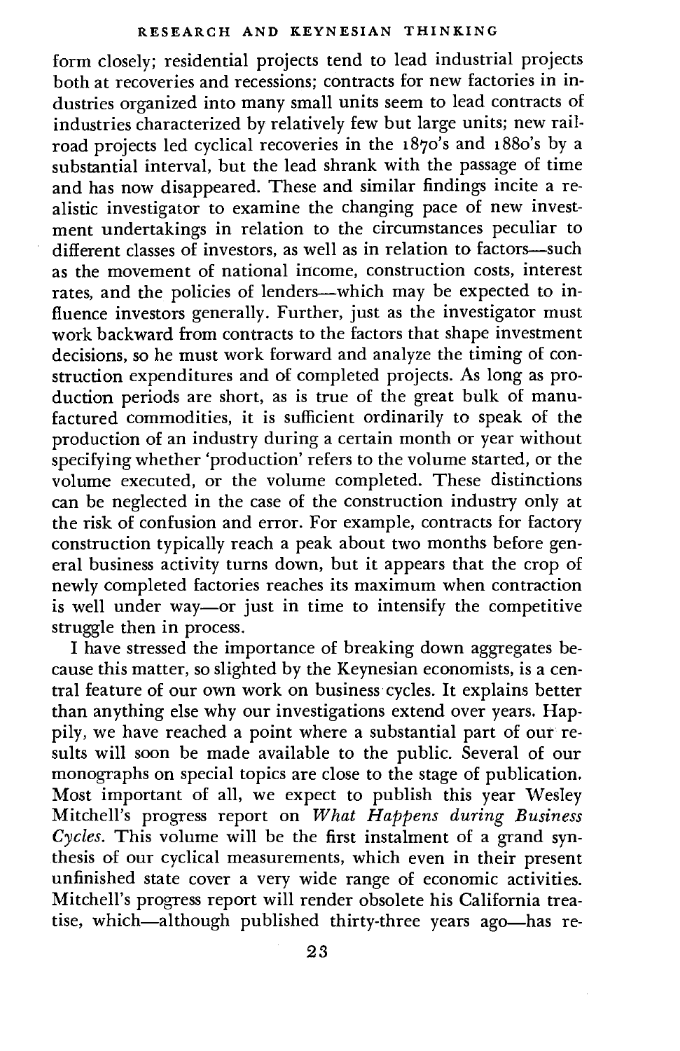form closely; residential projects tend to lead industrial projects both at recoveries and recessions; contracts for new factories in industries organized into many small units seem to lead contracts of industries characterized by relatively few but large units; new railroad projects led cyclical recoveries in the 1870's and 1880's by a substantial interval, but the lead shrank with the passage of time and has now disappeared. These and similar findings incite a realistic investigator to examine the changing pace of new investment undertakings in relation to the circumstances peculiar to different classes of investors, as well as in relation to factors—such as the movement of national income, construction costs, interest rates, and the policies of lenders—which may be expected to influence investors generally. Further, just as the investigator must work backward from contracts to the factors that shape investment decisions, so he must work forward and analyze the timing of construction expenditures and of completed projects. As long as production periods are short, as is true of the great bulk of manufactured commodities, it is sufficient ordinarily to speak of the production of an industry during a certain month or year without specifying whether 'production' refers to the volume started, or the volume executed, or the volume completed. These distinctions can be neglected in the case of the construction industry only at the risk of confusion and error. For example, contracts for factory construction typically reach a peak about two months before general business activity turns down, but it appears that the crop of newly completed factories reaches its maximum when contraction is well under way—or just in time to intensify the competitive struggle then in process.

I have stressed the importance of breaking down aggregates because this matter, so slighted by the Keynesian economists, is a central feature of our own work on business cycles. It explains better than anything else why our investigations extend over years. Happily, we have reached a point where a substantial part of our results will soon be made available to the public. Several of our monographs on special topics are close to the stage of publication. Most important of all, we expect to publish this year Wesley Mitchell's progress report on *What Happens during Business Cycles.* This volume will be the first instalment of a grand synthesis of our cyclical measurements, which even in their present unfinished state cover a very wide range of economic activities. Mitchell's progress report will render obsolete his California treatise, which—although published thirty-three years ago—has re-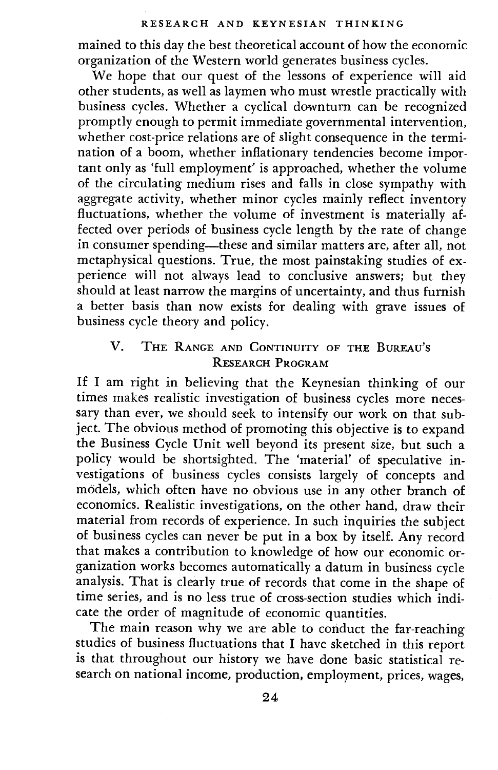mained to this day the best theoretical account of how the economic organization of the Western world generates business cycles.

We hope that our quest of the lessons of experience will aid other students, as well as laymen who must wrestle practically with business cycles. Whether a cyclical downturn can be recognized promptly enough to permit immediate governmental intervention, whether cost-price relations are of slight consequence in the termination of a boom, whether inflationary tendencies become important only as 'full employment' is approached, whether the volume of the circulating medium rises and falls in close sympathy with aggregate activity, whether minor cycles mainly reflect inventory fluctuations, whether the volume of investment is materially affected over periods of business cycle length by the rate of change in consumer spending—these and similar matters are, after all, not metaphysical questions. True, the most painstaking studies of experience will not always lead to conclusive answers; but they should at least narrow the margins of uncertainty, and thus furnish a better basis than now exists for dealing with grave issues of business cycle theory and policy.

## V. The Range and Continuity of the Bureau's Research Program

If I am right in believing that the Keynesian thinking of our times makes realistic investigation of business cycles more necessary than ever, we should seek to intensify our work on that subject. The obvious method of promoting this objective is to expand the Business Cycle Unit well beyond its present size, but such a policy would be shortsighted. The 'material' of speculative investigations of business cycles consists largely of concepts and models, which often have no obvious use in any other branch of economics. Realistic investigations, on the other hand, draw their material from records of experience. In such inquiries the subject of business cycles can never be put in a box by itself. Any record that makes a contribution to knowledge of how our economic organization works becomes automatically a datum in business cycle analysis. That is clearly true of records that come in the shape of time series, and is no less true of cross-section studies which indicate the order of magnitude of economic quantities.

The main reason why we are able to conduct the far-reaching studies of business fluctuations that I have sketched in this report is that throughout our history we have done basic statistical research on national income, production, employment, prices, wages,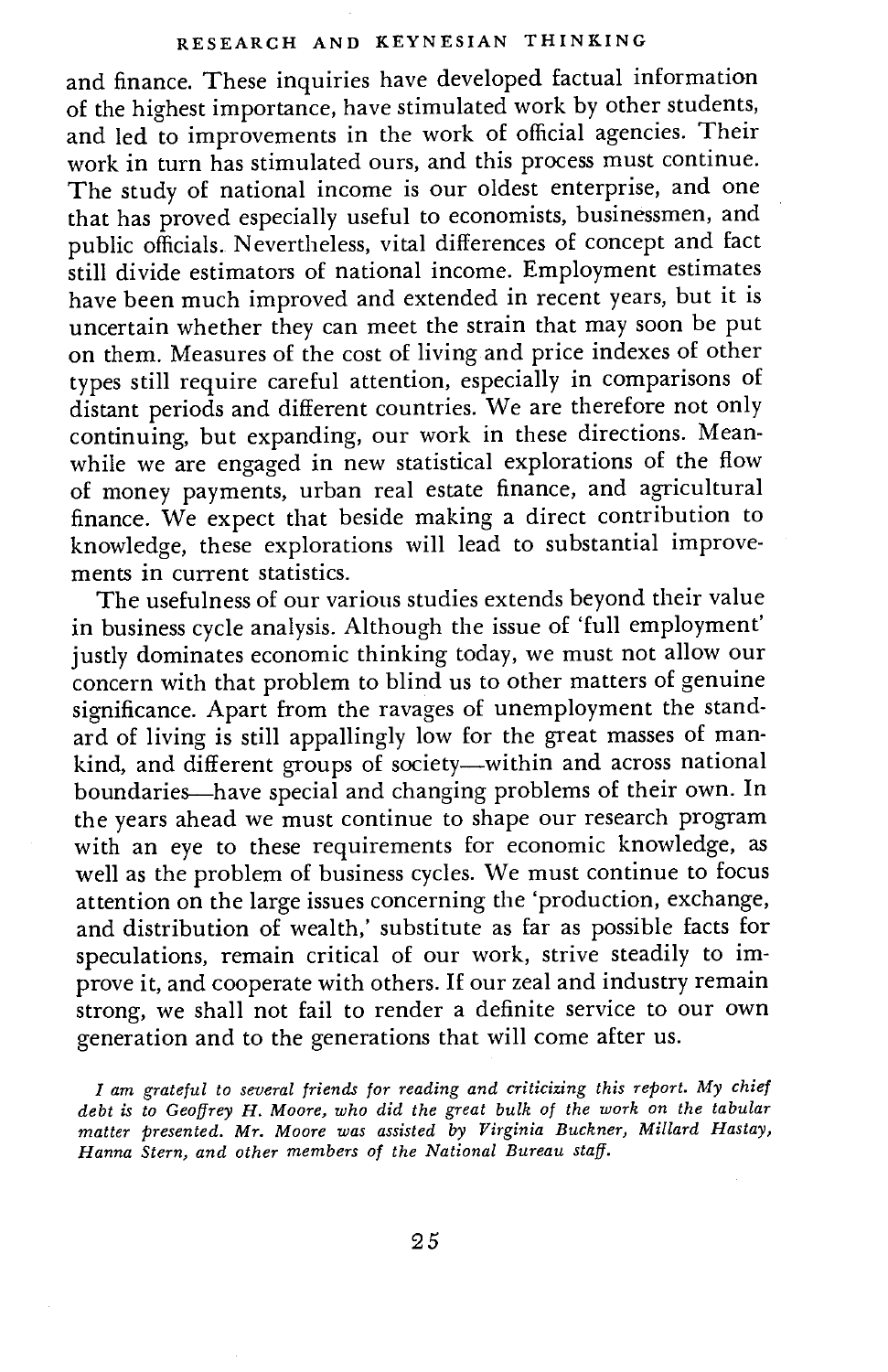and finance. These inquiries have developed factual information of the highest importance, have stimulated work by other students, and led to improvements in the work of official agencies. Their work in turn has stimulated ours, and this process must continue. The study of national income is our oldest enterprise, and one that has proved especially useful to economists, businessmen, and public officials. Nevertheless, vital differences of concept and fact still divide estimators of national income. Employment estimates have been much improved and extended in recent years, but it is uncertain whether they can meet the strain that may soon be put on them. Measures of the cost of living and price indexes of other types still require careful attention, especially in comparisons of distant periods and different countries. We are therefore not only continuing, but expanding, our work in these directions. Meanwhile we are engaged in new statistical explorations of the flow of money payments, urban real estate finance, and agricultural finance. We expect that beside making a direct contribution to knowledge, these explorations will lead to substantial improvements in current statistics.

The usefulness of our various studies extends beyond their value in business cycle analysis. Although the issue of 'full employment' justly dominates economic thinking today, we must not allow our concern with that problem to blind us to other matters of genuine significance. Apart from the ravages of unemployment the standard of living is still appallingly low for the great masses of mankind, and different groups of society—within and across national boundaries—have special and changing problems of their own. In the years ahead we must continue to shape our research program with an eye to these requirements for economic knowledge, as well as the problem of business cycles. We must continue to focus attention on the large issues concerning the 'production, exchange, and distribution of wealth,' substitute as far as possible facts for speculations, remain critical of our work, strive steadily to improve it, and cooperate with others. If our zeal and industry remain strong, we shall not fail to render a definite service to our own generation and to the generations that will come after us.

*I am grateful to several friends for reading and criticizing this report. My chief debt is to Geoffrey H. Moore, who did the great bulk of the work on the tabular matter presented. Mr. Moore was assisted by Virginia Buckner, Millard Hastay, Hanna Stern, and other members of the National Bureau staff.*